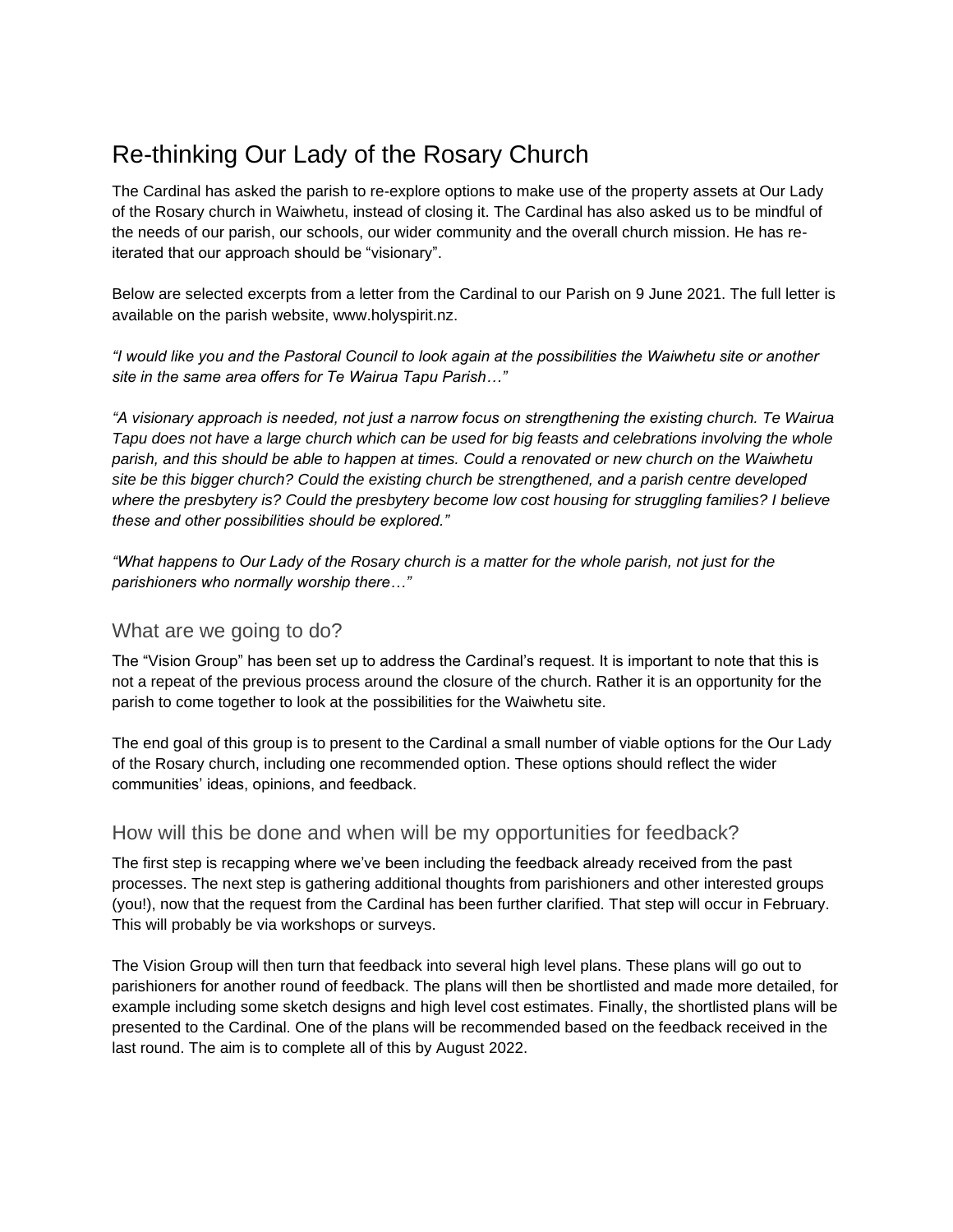# Re-thinking Our Lady of the Rosary Church

The Cardinal has asked the parish to re-explore options to make use of the property assets at Our Lady of the Rosary church in Waiwhetu, instead of closing it. The Cardinal has also asked us to be mindful of the needs of our parish, our schools, our wider community and the overall church mission. He has re-iterated that our approach should be "visionary".

Below are selected excerpts from a letter from the Cardinal to our Parish on 9 June 2021. The full letter is available on the parish website, www.holyspirit.nz.

*"I would like you and the Pastoral Council to look again at the possibilities the Waiwhetu site or another site in the same area offers for Te Wairua Tapu Parish…"*

*"A visionary approach is needed, not just a narrow focus on strengthening the existing church. Te Wairua Tapu does not have a large church which can be used for big feasts and celebrations involving the whole parish, and this should be able to happen at times. Could a renovated or new church on the Waiwhetu site be this bigger church? Could the existing church be strengthened, and a parish centre developed where the presbytery is? Could the presbytery become low cost housing for struggling families? I believe these and other possibilities should be explored."*

*"What happens to Our Lady of the Rosary church is a matter for the whole parish, not just for the parishioners who normally worship there…"*

## What are we going to do?

The "Vision Group" has been set up to address the Cardinal's request. It is important to note that this is not a repeat of the previous process around the closure of the church. Rather it is an opportunity for the parish to come together to look at the possibilities for the Waiwhetu site.

The end goal of this group is to present to the Cardinal a small number of viable options for the Our Lady of the Rosary church, including one recommended option. These options should reflect the wider communities' ideas, opinions, and feedback.

## How will this be done and when will be my opportunities for feedback?

The first step is recapping where we've been including the feedback already received from the past processes. The next step is gathering additional thoughts from parishioners and other interested groups (you!), now that the request from the Cardinal has been further clarified. That step will occur in February. This will probably be via workshops or surveys.

The Vision Group will then turn that feedback into several high level plans. These plans will go out to parishioners for another round of feedback. The plans will then be shortlisted and made more detailed, for example including some sketch designs and high level cost estimates. Finally, the shortlisted plans will be presented to the Cardinal. One of the plans will be recommended based on the feedback received in the last round. The aim is to complete all of this by August 2022.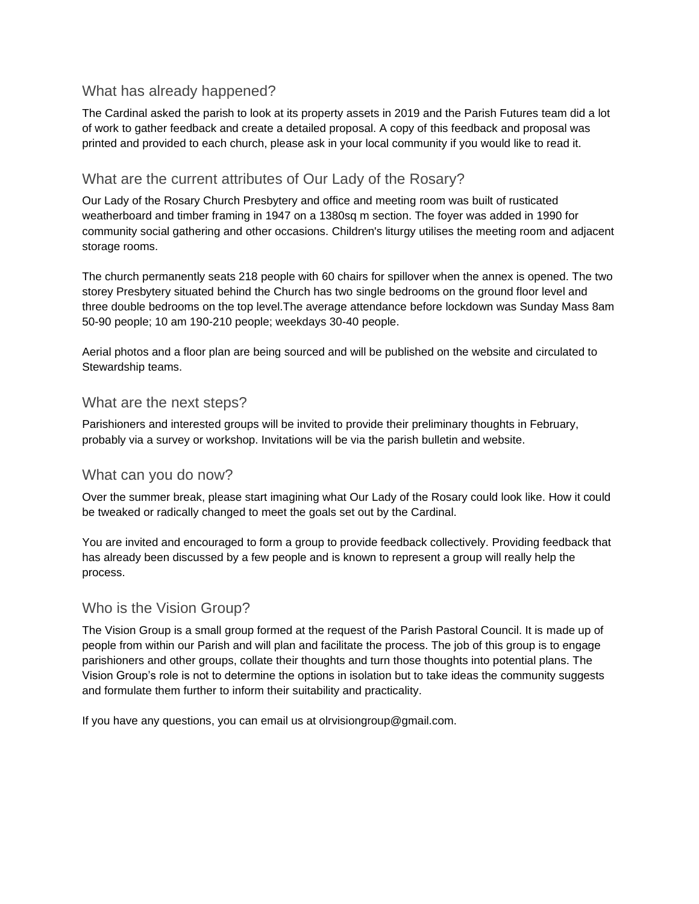## What has already happened?

The Cardinal asked the parish to look at its property assets in 2019 and the Parish Futures team did a lot of work to gather feedback and create a detailed proposal. A copy of this feedback and proposal was printed and provided to each church, please ask in your local community if you would like to read it.

## What are the current attributes of Our Lady of the Rosary?

Our Lady of the Rosary Church Presbytery and office and meeting room was built of rusticated weatherboard and timber framing in 1947 on a 1380sq m section. The foyer was added in 1990 for community social gathering and other occasions. Children's liturgy utilises the meeting room and adjacent storage rooms.

The church permanently seats 218 people with 60 chairs for spillover when the annex is opened. The two storey Presbytery situated behind the Church has two single bedrooms on the ground floor level and three double bedrooms on the top level.The average attendance before lockdown was Sunday Mass 8am 50-90 people; 10 am 190-210 people; weekdays 30-40 people.

Aerial photos and a floor plan are being sourced and will be published on the website and circulated to Stewardship teams.

## What are the next steps?

Parishioners and interested groups will be invited to provide their preliminary thoughts in February, probably via a survey or workshop. Invitations will be via the parish bulletin and website.

## What can you do now?

Over the summer break, please start imagining what Our Lady of the Rosary could look like. How it could be tweaked or radically changed to meet the goals set out by the Cardinal.

You are invited and encouraged to form a group to provide feedback collectively. Providing feedback that has already been discussed by a few people and is known to represent a group will really help the process.

## Who is the Vision Group?

The Vision Group is a small group formed at the request of the Parish Pastoral Council. It is made up of people from within our Parish and will plan and facilitate the process. The job of this group is to engage parishioners and other groups, collate their thoughts and turn those thoughts into potential plans. The Vision Group's role is not to determine the options in isolation but to take ideas the community suggests and formulate them further to inform their suitability and practicality.

If you have any questions, you can email us at olrvisiongroup@gmail.com.